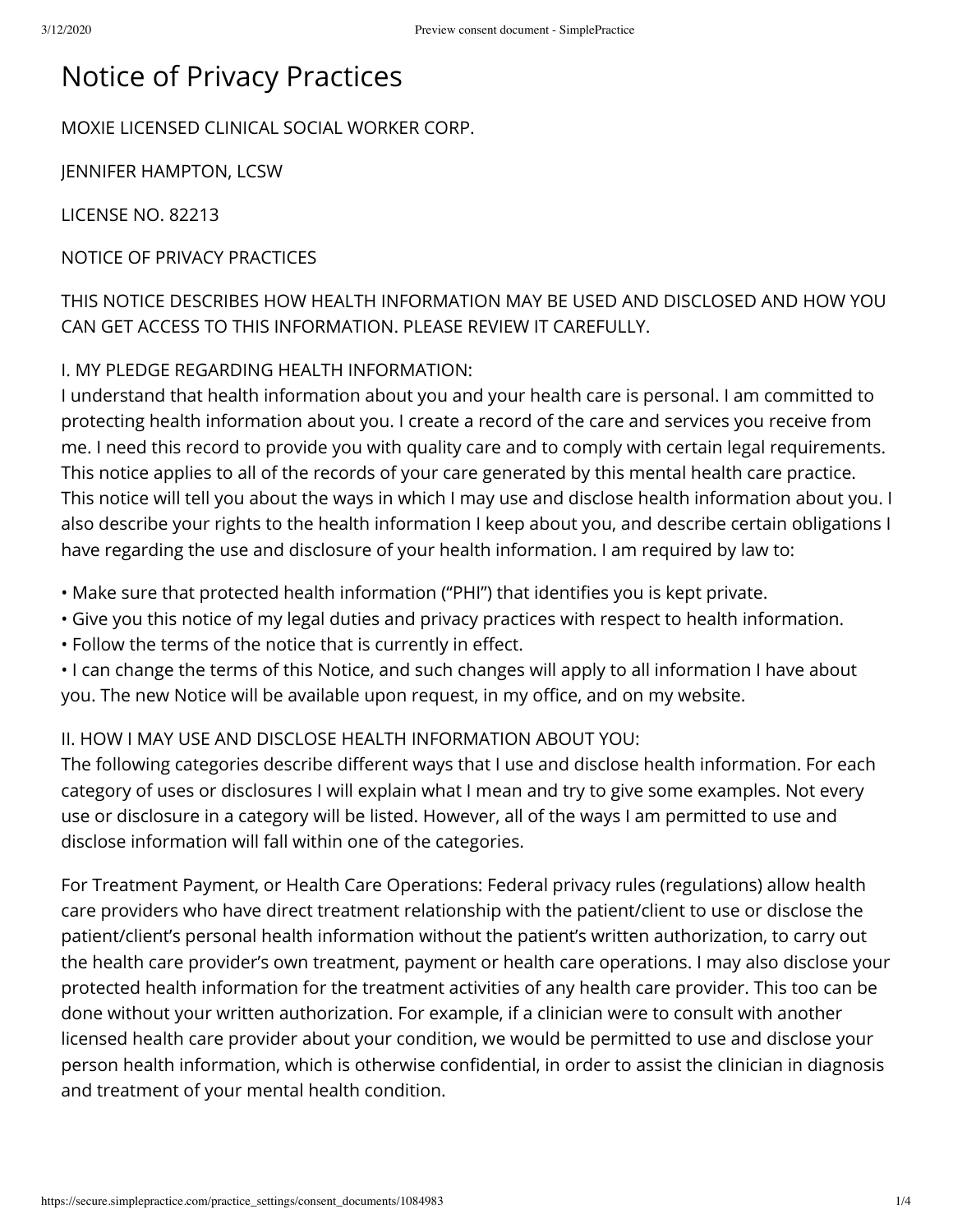# Notice of Privacy Practices

MOXIE LICENSED CLINICAL SOCIAL WORKER CORP.

JENNIFER HAMPTON, LCSW

LICENSE NO. 82213

NOTICE OF PRIVACY PRACTICES

THIS NOTICE DESCRIBES HOW HEALTH INFORMATION MAY BE USED AND DISCLOSED AND HOW YOU CAN GET ACCESS TO THIS INFORMATION. PLEASE REVIEW IT CAREFULLY.

## I. MY PLEDGE REGARDING HEALTH INFORMATION:

I understand that health information about you and your health care is personal. I am committed to protecting health information about you. I create a record of the care and services you receive from me. I need this record to provide you with quality care and to comply with certain legal requirements. This notice applies to all of the records of your care generated by this mental health care practice. This notice will tell you about the ways in which I may use and disclose health information about you. I also describe your rights to the health information I keep about you, and describe certain obligations I have regarding the use and disclosure of your health information. I am required by law to:

- Make sure that protected health information ("PHI") that identifies you is kept private.
- Give you this notice of my legal duties and privacy practices with respect to health information.
- Follow the terms of the notice that is currently in effect.
- I can change the terms of this Notice, and such changes will apply to all information I have about you. The new Notice will be available upon request, in my office, and on my website.

## II. HOW I MAY USE AND DISCLOSE HEALTH INFORMATION ABOUT YOU:

The following categories describe different ways that I use and disclose health information. For each category of uses or disclosures I will explain what I mean and try to give some examples. Not every use or disclosure in a category will be listed. However, all of the ways I am permitted to use and disclose information will fall within one of the categories.

For Treatment Payment, or Health Care Operations: Federal privacy rules (regulations) allow health care providers who have direct treatment relationship with the patient/client to use or disclose the patient/client's personal health information without the patient's written authorization, to carry out the health care provider's own treatment, payment or health care operations. I may also disclose your protected health information for the treatment activities of any health care provider. This too can be done without your written authorization. For example, if a clinician were to consult with another licensed health care provider about your condition, we would be permitted to use and disclose your person health information, which is otherwise confidential, in order to assist the clinician in diagnosis and treatment of your mental health condition.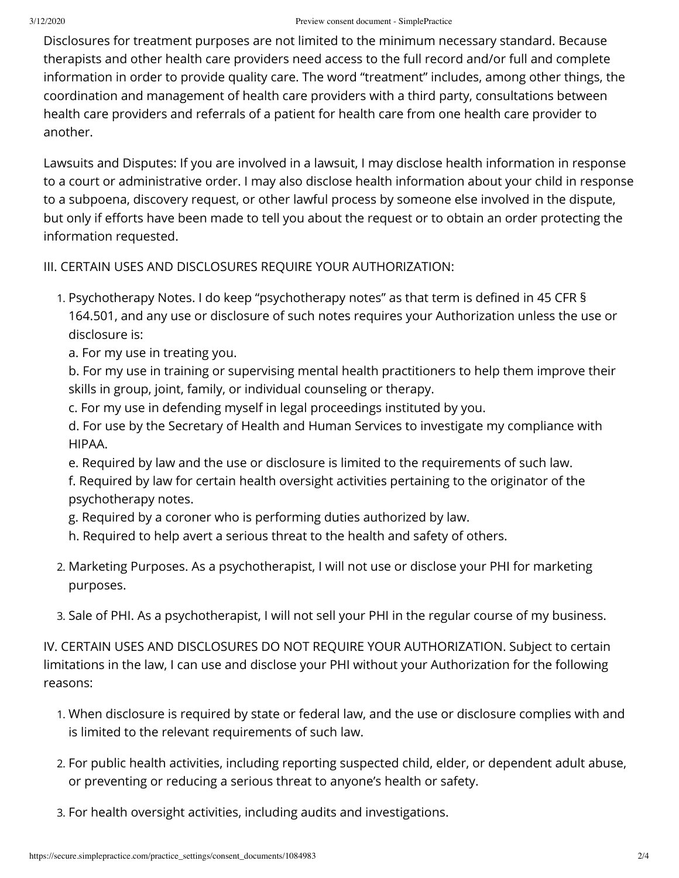Disclosures for treatment purposes are not limited to the minimum necessary standard. Because therapists and other health care providers need access to the full record and/or full and complete information in order to provide quality care. The word "treatment" includes, among other things, the coordination and management of health care providers with a third party, consultations between health care providers and referrals of a patient for health care from one health care provider to another.

Lawsuits and Disputes: If you are involved in a lawsuit, I may disclose health information in response to a court or administrative order. I may also disclose health information about your child in response to a subpoena, discovery request, or other lawful process by someone else involved in the dispute, but only if efforts have been made to tell you about the request or to obtain an order protecting the information requested.

III. CERTAIN USES AND DISCLOSURES REQUIRE YOUR AUTHORIZATION:

1. Psychotherapy Notes. I do keep "psychotherapy notes" as that term is defined in 45 CFR § 164.501, and any use or disclosure of such notes requires your Authorization unless the use or disclosure is:
   a. For my use in treating you.
   b. For my use in training or supervising mental health practitioners to help them improve their skills in group, joint, family, or individual counseling or therapy.
   c. For my use in defending myself in legal proceedings instituted by you.
   d. For use by the Secretary of Health and Human Services to investigate my compliance with HIPAA.
   e. Required by law and the use or disclosure is limited to the requirements of such law.
   f. Required by law for certain health oversight activities pertaining to the originator of the psychotherapy notes.
   g. Required by a coroner who is performing duties authorized by law.
   h. Required to help avert a serious threat to the health and safety of others.
2. Marketing Purposes. As a psychotherapist, I will not use or disclose your PHI for marketing purposes.
3. Sale of PHI. As a psychotherapist, I will not sell your PHI in the regular course of my business.

IV. CERTAIN USES AND DISCLOSURES DO NOT REQUIRE YOUR AUTHORIZATION. Subject to certain limitations in the law, I can use and disclose your PHI without your Authorization for the following reasons:

1. When disclosure is required by state or federal law, and the use or disclosure complies with and is limited to the relevant requirements of such law.
2. For public health activities, including reporting suspected child, elder, or dependent adult abuse, or preventing or reducing a serious threat to anyone's health or safety.
3. For health oversight activities, including audits and investigations.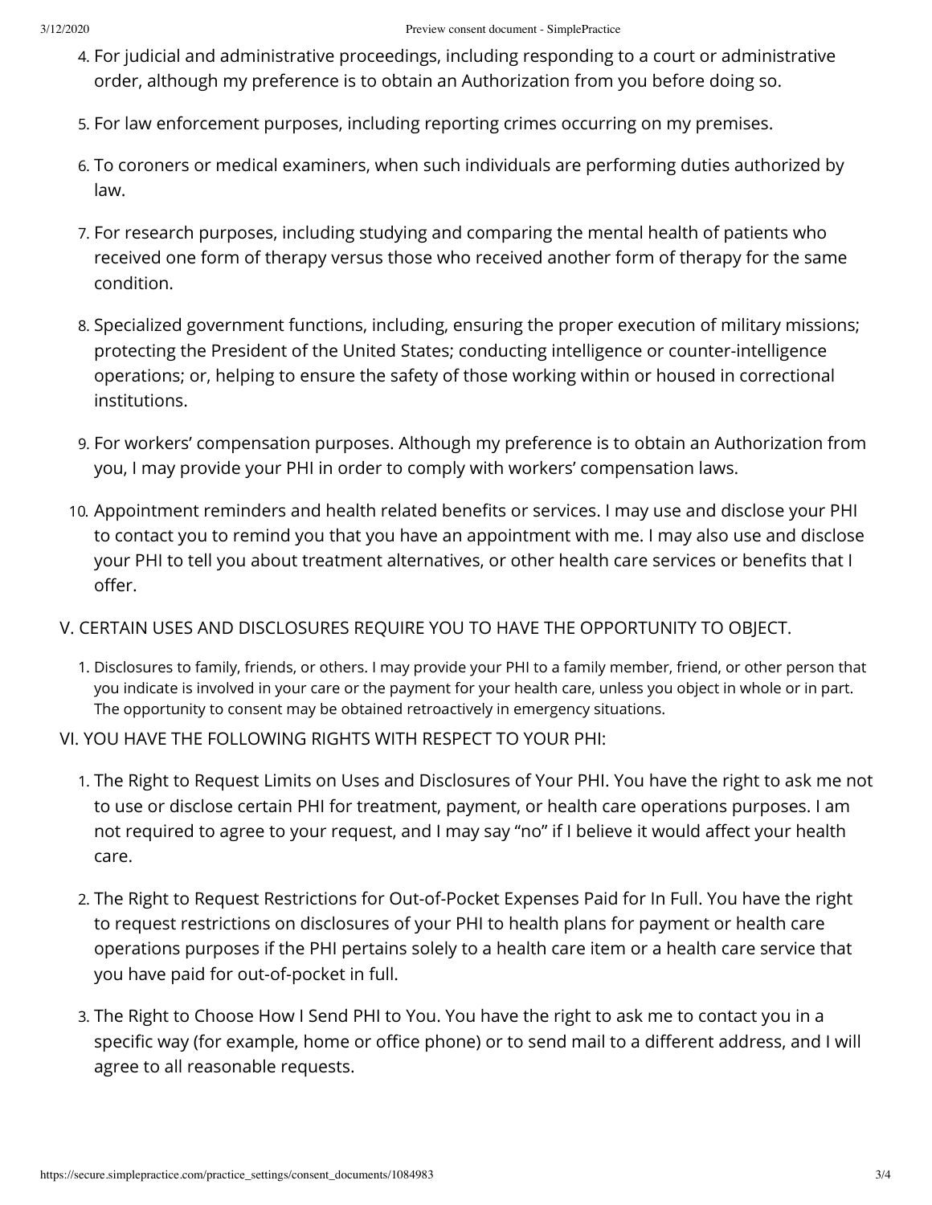4. For judicial and administrative proceedings, including responding to a court or administrative order, although my preference is to obtain an Authorization from you before doing so.
5. For law enforcement purposes, including reporting crimes occurring on my premises.
6. To coroners or medical examiners, when such individuals are performing duties authorized by law.
7. For research purposes, including studying and comparing the mental health of patients who received one form of therapy versus those who received another form of therapy for the same condition.
8. Specialized government functions, including, ensuring the proper execution of military missions; protecting the President of the United States; conducting intelligence or counter-intelligence operations; or, helping to ensure the safety of those working within or housed in correctional institutions.
9. For workers' compensation purposes. Although my preference is to obtain an Authorization from you, I may provide your PHI in order to comply with workers' compensation laws.
10. Appointment reminders and health related benefits or services. I may use and disclose your PHI to contact you to remind you that you have an appointment with me. I may also use and disclose your PHI to tell you about treatment alternatives, or other health care services or benefits that I offer.

## V. CERTAIN USES AND DISCLOSURES REQUIRE YOU TO HAVE THE OPPORTUNITY TO OBJECT.

1. Disclosures to family, friends, or others. I may provide your PHI to a family member, friend, or other person that you indicate is involved in your care or the payment for your health care, unless you object in whole or in part. The opportunity to consent may be obtained retroactively in emergency situations.

## VI. YOU HAVE THE FOLLOWING RIGHTS WITH RESPECT TO YOUR PHI:

1. The Right to Request Limits on Uses and Disclosures of Your PHI. You have the right to ask me not to use or disclose certain PHI for treatment, payment, or health care operations purposes. I am not required to agree to your request, and I may say "no" if I believe it would affect your health care.
2. The Right to Request Restrictions for Out-of-Pocket Expenses Paid for In Full. You have the right to request restrictions on disclosures of your PHI to health plans for payment or health care operations purposes if the PHI pertains solely to a health care item or a health care service that you have paid for out-of-pocket in full.
3. The Right to Choose How I Send PHI to You. You have the right to ask me to contact you in a specific way (for example, home or office phone) or to send mail to a different address, and I will agree to all reasonable requests.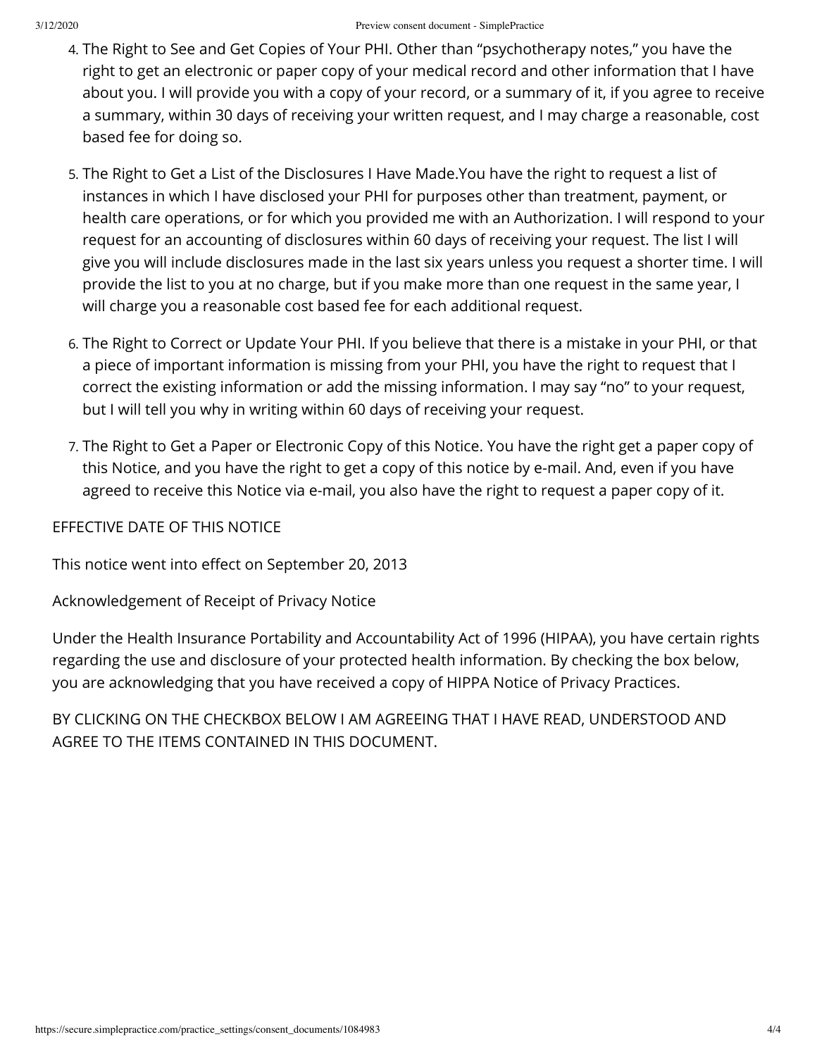4. The Right to See and Get Copies of Your PHI. Other than "psychotherapy notes," you have the right to get an electronic or paper copy of your medical record and other information that I have about you. I will provide you with a copy of your record, or a summary of it, if you agree to receive a summary, within 30 days of receiving your written request, and I may charge a reasonable, cost based fee for doing so.

5. The Right to Get a List of the Disclosures I Have Made.You have the right to request a list of instances in which I have disclosed your PHI for purposes other than treatment, payment, or health care operations, or for which you provided me with an Authorization. I will respond to your request for an accounting of disclosures within 60 days of receiving your request. The list I will give you will include disclosures made in the last six years unless you request a shorter time. I will provide the list to you at no charge, but if you make more than one request in the same year, I will charge you a reasonable cost based fee for each additional request.

6. The Right to Correct or Update Your PHI. If you believe that there is a mistake in your PHI, or that a piece of important information is missing from your PHI, you have the right to request that I correct the existing information or add the missing information. I may say "no" to your request, but I will tell you why in writing within 60 days of receiving your request.

7. The Right to Get a Paper or Electronic Copy of this Notice. You have the right get a paper copy of this Notice, and you have the right to get a copy of this notice by e-mail. And, even if you have agreed to receive this Notice via e-mail, you also have the right to request a paper copy of it.

EFFECTIVE DATE OF THIS NOTICE

This notice went into effect on September 20, 2013

Acknowledgement of Receipt of Privacy Notice

Under the Health Insurance Portability and Accountability Act of 1996 (HIPAA), you have certain rights regarding the use and disclosure of your protected health information. By checking the box below, you are acknowledging that you have received a copy of HIPPA Notice of Privacy Practices.

BY CLICKING ON THE CHECKBOX BELOW I AM AGREEING THAT I HAVE READ, UNDERSTOOD AND AGREE TO THE ITEMS CONTAINED IN THIS DOCUMENT.